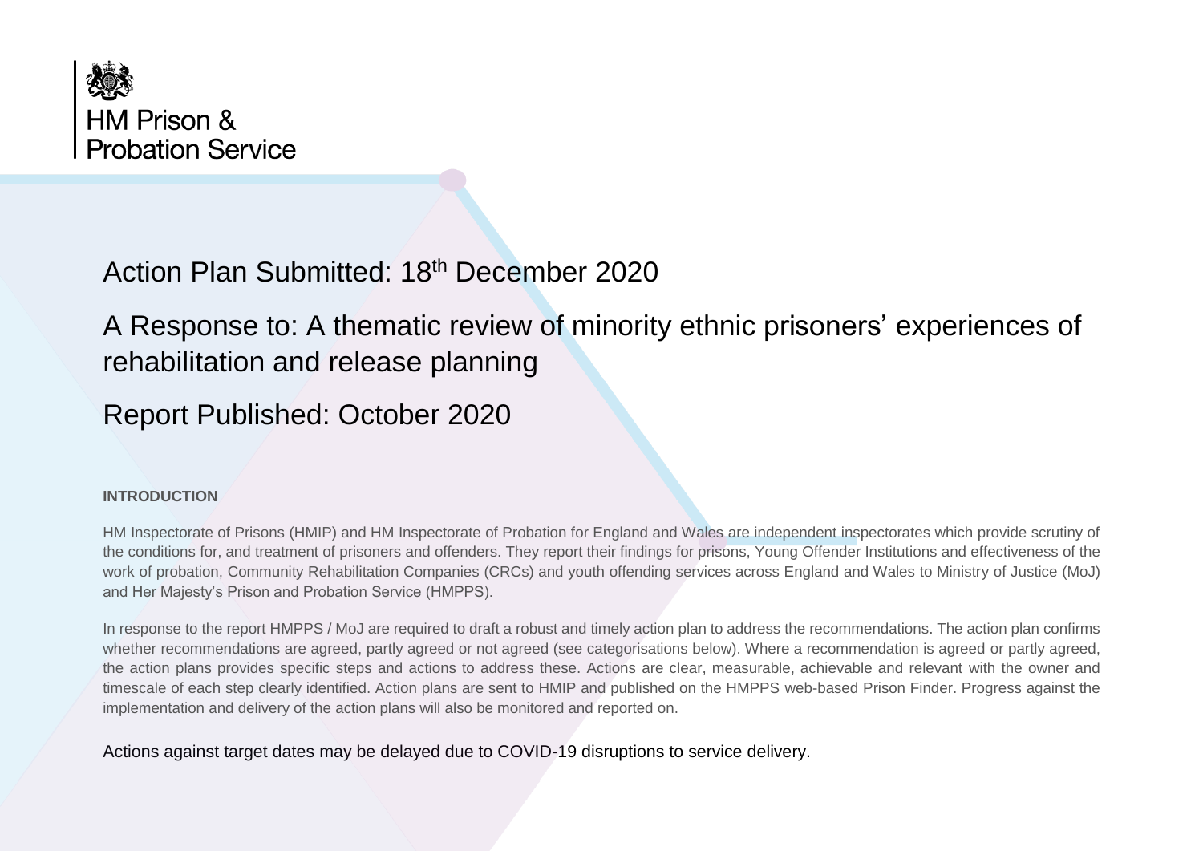HM Prison &
Probation Service

# Action Plan Submitted: 18th December 2020

# A Response to: A thematic review of minority ethnic prisoners' experiences of rehabilitation and release planning

# Report Published: October 2020

**INTRODUCTION**

HM Inspectorate of Prisons (HMIP) and HM Inspectorate of Probation for England and Wales are independent inspectorates which provide scrutiny of the conditions for, and treatment of prisoners and offenders. They report their findings for prisons, Young Offender Institutions and effectiveness of the work of probation, Community Rehabilitation Companies (CRCs) and youth offending services across England and Wales to Ministry of Justice (MoJ) and Her Majesty's Prison and Probation Service (HMPPS).

In response to the report HMPPS / MoJ are required to draft a robust and timely action plan to address the recommendations. The action plan confirms whether recommendations are agreed, partly agreed or not agreed (see categorisations below). Where a recommendation is agreed or partly agreed, the action plans provides specific steps and actions to address these. Actions are clear, measurable, achievable and relevant with the owner and timescale of each step clearly identified. Action plans are sent to HMIP and published on the HMPPS web-based Prison Finder. Progress against the implementation and delivery of the action plans will also be monitored and reported on.

Actions against target dates may be delayed due to COVID-19 disruptions to service delivery.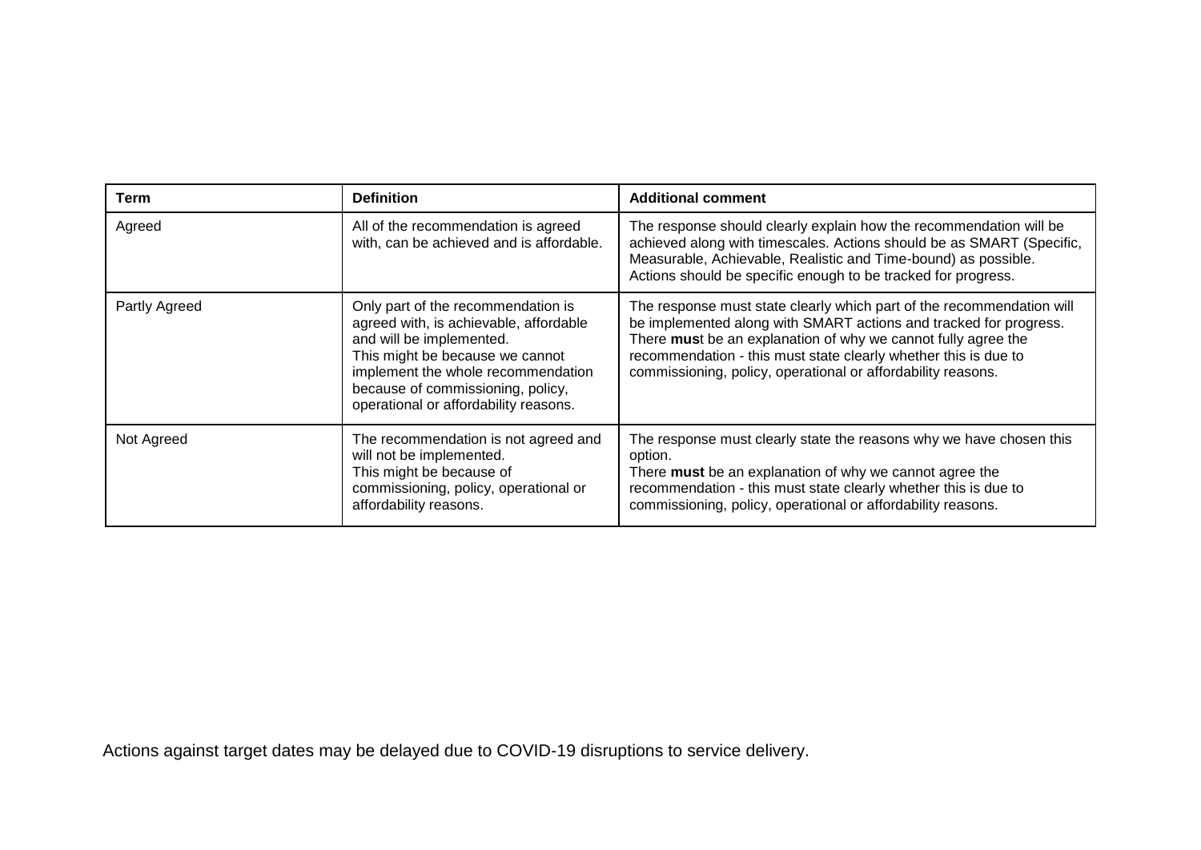| Term | Definition | Additional comment |
|---|---|---|
| Agreed | All of the recommendation is agreed with, can be achieved and is affordable. | The response should clearly explain how the recommendation will be achieved along with timescales. Actions should be as SMART (Specific, Measurable, Achievable, Realistic and Time-bound) as possible. Actions should be specific enough to be tracked for progress. |
| Partly Agreed | Only part of the recommendation is agreed with, is achievable, affordable and will be implemented. This might be because we cannot implement the whole recommendation because of commissioning, policy, operational or affordability reasons. | The response must state clearly which part of the recommendation will be implemented along with SMART actions and tracked for progress. There **mus**t be an explanation of why we cannot fully agree the recommendation - this must state clearly whether this is due to commissioning, policy, operational or affordability reasons. |
| Not Agreed | The recommendation is not agreed and will not be implemented. This might be because of commissioning, policy, operational or affordability reasons. | The response must clearly state the reasons why we have chosen this option. There **must** be an explanation of why we cannot agree the recommendation - this must state clearly whether this is due to commissioning, policy, operational or affordability reasons. |

Actions against target dates may be delayed due to COVID-19 disruptions to service delivery.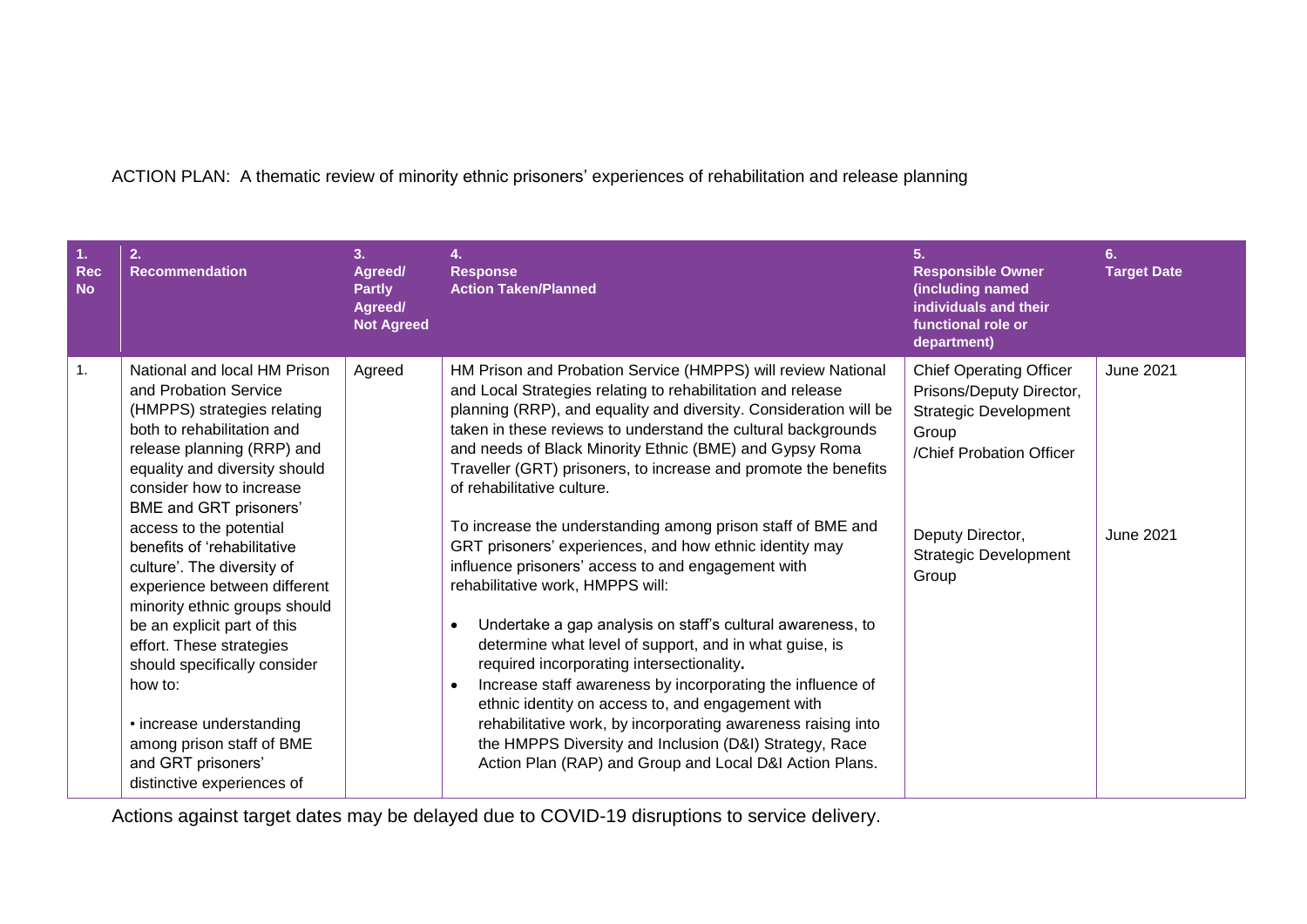ACTION PLAN: A thematic review of minority ethnic prisoners' experiences of rehabilitation and release planning

| 1. Rec No | 2. Recommendation | 3. Agreed/ Partly Agreed/ Not Agreed | 4. Response Action Taken/Planned | 5. Responsible Owner (including named individuals and their functional role or department) | 6. Target Date |
|---|---|---|---|---|---|
| 1. | National and local HM Prison and Probation Service (HMPPS) strategies relating both to rehabilitation and release planning (RRP) and equality and diversity should consider how to increase BME and GRT prisoners' access to the potential benefits of 'rehabilitative culture'. The diversity of experience between different minority ethnic groups should be an explicit part of this effort. These strategies should specifically consider how to:<br><br>• increase understanding among prison staff of BME and GRT prisoners' distinctive experiences of | Agreed | HM Prison and Probation Service (HMPPS) will review National and Local Strategies relating to rehabilitation and release planning (RRP), and equality and diversity. Consideration will be taken in these reviews to understand the cultural backgrounds and needs of Black Minority Ethnic (BME) and Gypsy Roma Traveller (GRT) prisoners, to increase and promote the benefits of rehabilitative culture. | Chief Operating Officer Prisons/Deputy Director, Strategic Development Group /Chief Probation Officer | June 2021 |
| | | | To increase the understanding among prison staff of BME and GRT prisoners' experiences, and how ethnic identity may influence prisoners' access to and engagement with rehabilitative work, HMPPS will:<br><br>• Undertake a gap analysis on staff's cultural awareness, to determine what level of support, and in what guise, is required incorporating intersectionality**.**<br>• Increase staff awareness by incorporating the influence of ethnic identity on access to, and engagement with rehabilitative work, by incorporating awareness raising into the HMPPS Diversity and Inclusion (D&I) Strategy, Race Action Plan (RAP) and Group and Local D&I Action Plans. | Deputy Director, Strategic Development Group | June 2021 |

Actions against target dates may be delayed due to COVID-19 disruptions to service delivery.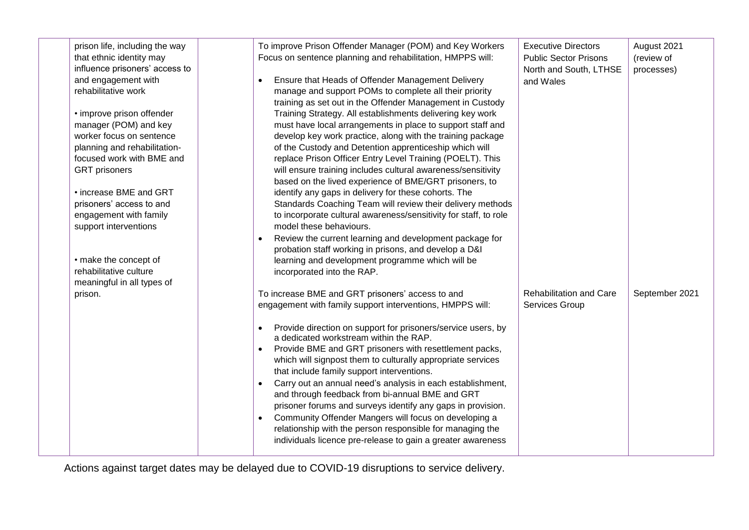| | | | | | |
|---|---|---|---|---|---|
| | prison life, including the way that ethnic identity may influence prisoners' access to and engagement with rehabilitative work<br><br>• improve prison offender manager (POM) and key worker focus on sentence planning and rehabilitation-focused work with BME and GRT prisoners<br><br>• increase BME and GRT prisoners' access to and engagement with family support interventions<br><br>• make the concept of rehabilitative culture meaningful in all types of prison. | | To improve Prison Offender Manager (POM) and Key Workers Focus on sentence planning and rehabilitation, HMPPS will:<br><br>• Ensure that Heads of Offender Management Delivery manage and support POMs to complete all their priority training as set out in the Offender Management in Custody Training Strategy. All establishments delivering key work must have local arrangements in place to support staff and develop key work practice, along with the training package of the Custody and Detention apprenticeship which will replace Prison Officer Entry Level Training (POELT). This will ensure training includes cultural awareness/sensitivity based on the lived experience of BME/GRT prisoners, to identify any gaps in delivery for these cohorts. The Standards Coaching Team will review their delivery methods to incorporate cultural awareness/sensitivity for staff, to role model these behaviours.<br>• Review the current learning and development package for probation staff working in prisons, and develop a D&I learning and development programme which will be incorporated into the RAP. | Executive Directors Public Sector Prisons North and South, LTHSE and Wales | August 2021 (review of processes) |
| | | | To increase BME and GRT prisoners' access to and engagement with family support interventions, HMPPS will:<br><br>• Provide direction on support for prisoners/service users, by a dedicated workstream within the RAP.<br>• Provide BME and GRT prisoners with resettlement packs, which will signpost them to culturally appropriate services that include family support interventions.<br>• Carry out an annual need's analysis in each establishment, and through feedback from bi-annual BME and GRT prisoner forums and surveys identify any gaps in provision.<br>• Community Offender Mangers will focus on developing a relationship with the person responsible for managing the individuals licence pre-release to gain a greater awareness | Rehabilitation and Care Services Group | September 2021 |

Actions against target dates may be delayed due to COVID-19 disruptions to service delivery.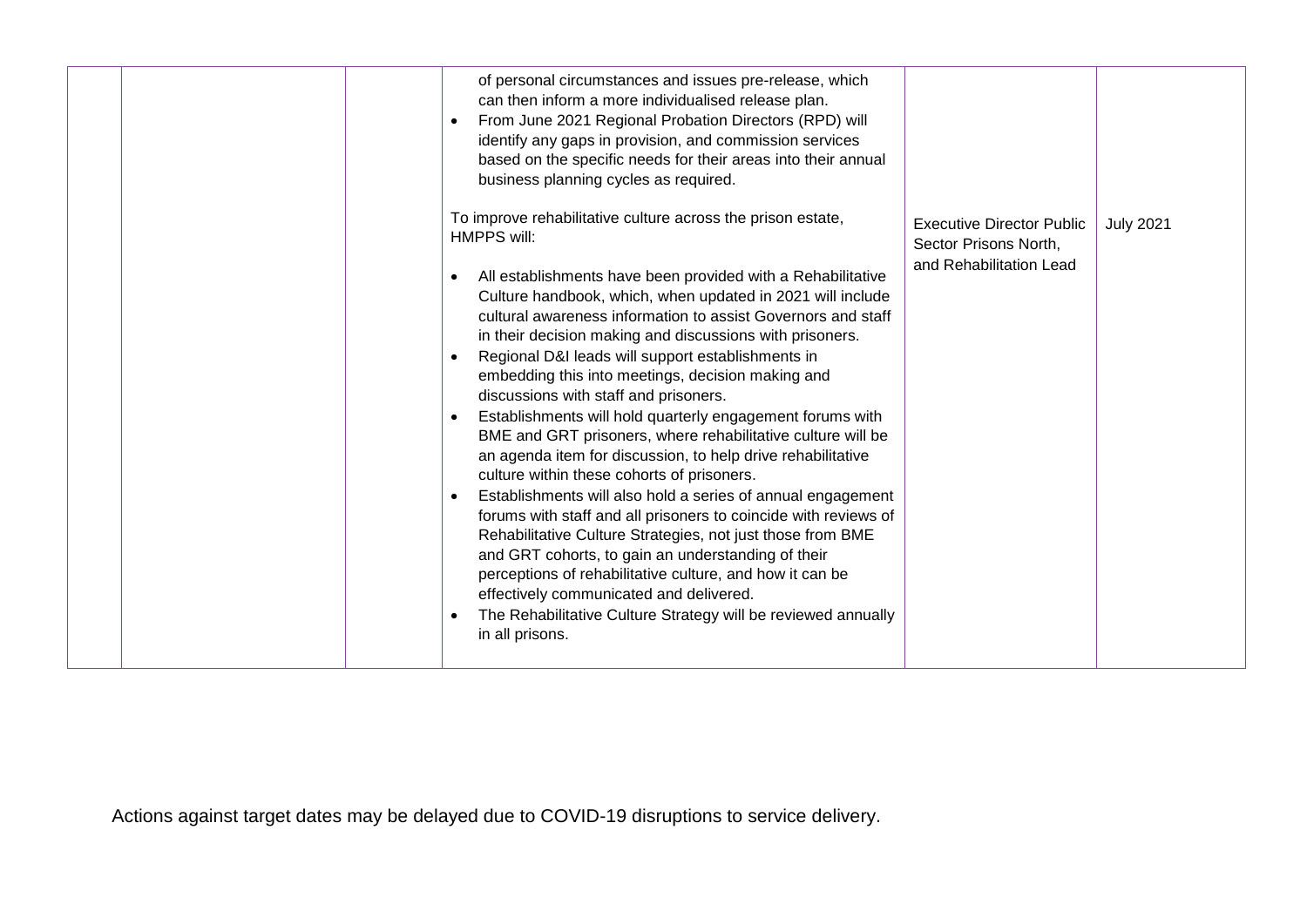| | | | | | |
|---|---|---|---|---|---|
| | | | of personal circumstances and issues pre-release, which can then inform a more individualised release plan.<br>• From June 2021 Regional Probation Directors (RPD) will identify any gaps in provision, and commission services based on the specific needs for their areas into their annual business planning cycles as required.<br><br>To improve rehabilitative culture across the prison estate, HMPPS will:<br><br>• All establishments have been provided with a Rehabilitative Culture handbook, which, when updated in 2021 will include cultural awareness information to assist Governors and staff in their decision making and discussions with prisoners.<br>• Regional D&I leads will support establishments in embedding this into meetings, decision making and discussions with staff and prisoners.<br>• Establishments will hold quarterly engagement forums with BME and GRT prisoners, where rehabilitative culture will be an agenda item for discussion, to help drive rehabilitative culture within these cohorts of prisoners.<br>• Establishments will also hold a series of annual engagement forums with staff and all prisoners to coincide with reviews of Rehabilitative Culture Strategies, not just those from BME and GRT cohorts, to gain an understanding of their perceptions of rehabilitative culture, and how it can be effectively communicated and delivered.<br>• The Rehabilitative Culture Strategy will be reviewed annually in all prisons. | Executive Director Public Sector Prisons North, and Rehabilitation Lead | July 2021 |

Actions against target dates may be delayed due to COVID-19 disruptions to service delivery.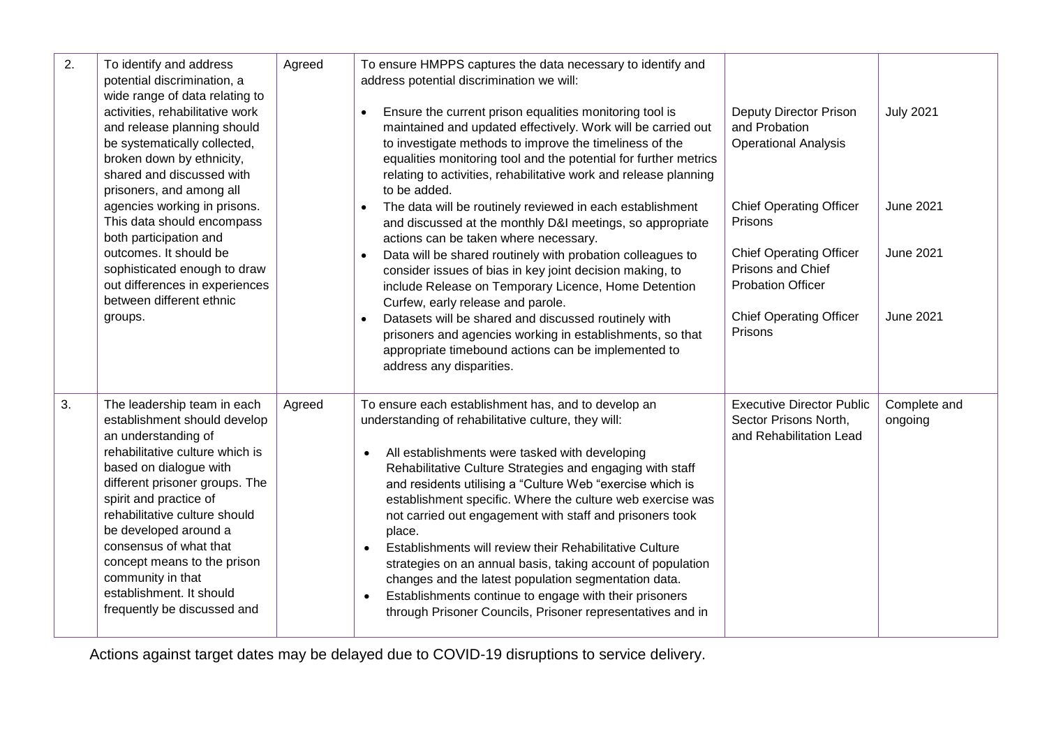| | | | | | |
|---|---|---|---|---|---|
| 2. | To identify and address potential discrimination, a wide range of data relating to activities, rehabilitative work and release planning should be systematically collected, broken down by ethnicity, shared and discussed with prisoners, and among all agencies working in prisons. This data should encompass both participation and outcomes. It should be sophisticated enough to draw out differences in experiences between different ethnic groups. | Agreed | To ensure HMPPS captures the data necessary to identify and address potential discrimination we will:<br>• Ensure the current prison equalities monitoring tool is maintained and updated effectively. Work will be carried out to investigate methods to improve the timeliness of the equalities monitoring tool and the potential for further metrics relating to activities, rehabilitative work and release planning to be added.<br>• The data will be routinely reviewed in each establishment and discussed at the monthly D&I meetings, so appropriate actions can be taken where necessary.<br>• Data will be shared routinely with probation colleagues to consider issues of bias in key joint decision making, to include Release on Temporary Licence, Home Detention Curfew, early release and parole.<br>• Datasets will be shared and discussed routinely with prisoners and agencies working in establishments, so that appropriate timebound actions can be implemented to address any disparities. | Deputy Director Prison and Probation Operational Analysis<br><br>Chief Operating Officer Prisons<br><br>Chief Operating Officer Prisons and Chief Probation Officer<br><br>Chief Operating Officer Prisons | July 2021<br><br>June 2021<br><br>June 2021<br><br>June 2021 |
| 3. | The leadership team in each establishment should develop an understanding of rehabilitative culture which is based on dialogue with different prisoner groups. The spirit and practice of rehabilitative culture should be developed around a consensus of what that concept means to the prison community in that establishment. It should frequently be discussed and | Agreed | To ensure each establishment has, and to develop an understanding of rehabilitative culture, they will:<br>• All establishments were tasked with developing Rehabilitative Culture Strategies and engaging with staff and residents utilising a "Culture Web "exercise which is establishment specific. Where the culture web exercise was not carried out engagement with staff and prisoners took place.<br>• Establishments will review their Rehabilitative Culture strategies on an annual basis, taking account of population changes and the latest population segmentation data.<br>• Establishments continue to engage with their prisoners through Prisoner Councils, Prisoner representatives and in | Executive Director Public Sector Prisons North, and Rehabilitation Lead | Complete and ongoing |

Actions against target dates may be delayed due to COVID-19 disruptions to service delivery.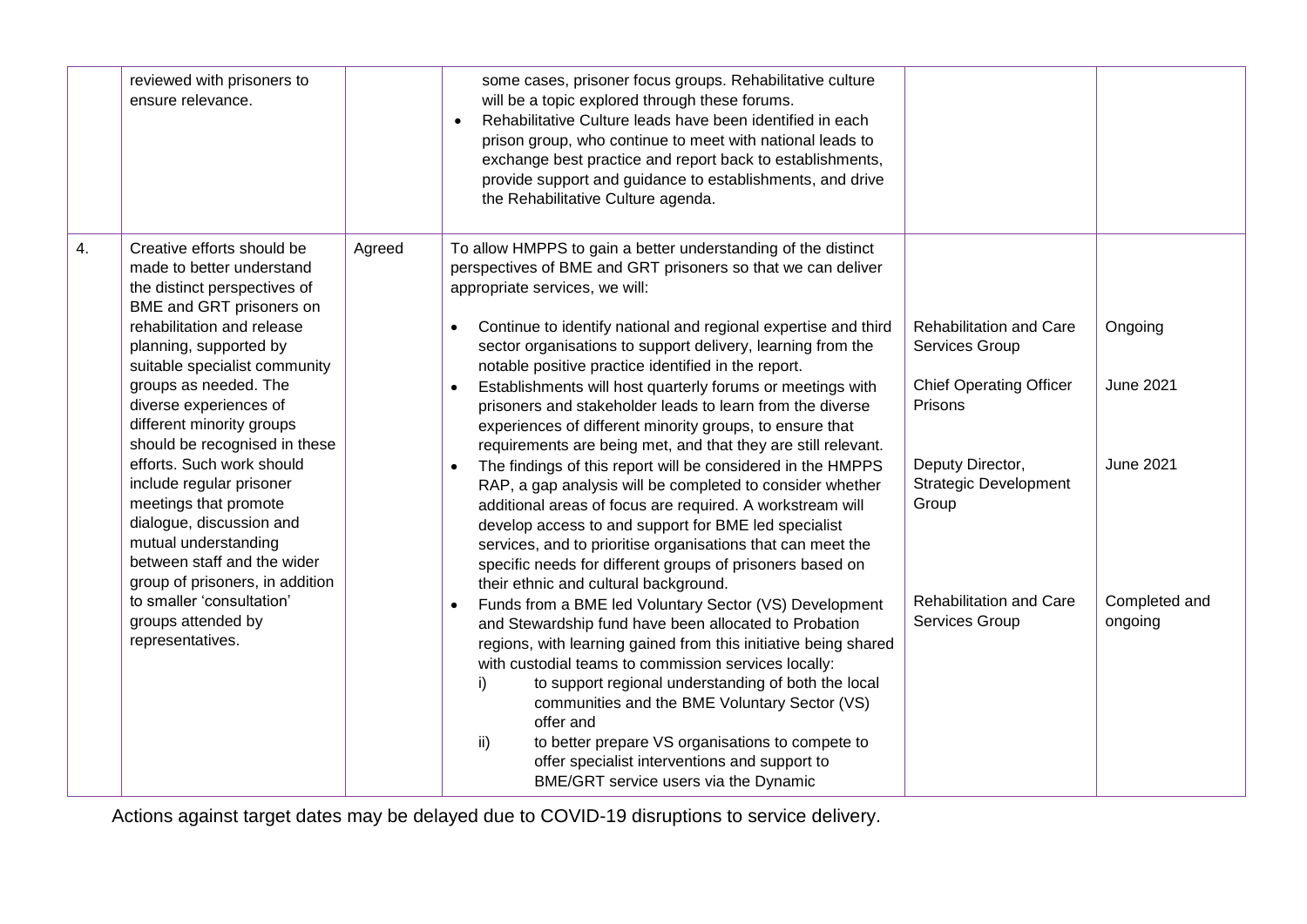| | | | | | |
|---|---|---|---|---|---|
| | reviewed with prisoners to ensure relevance. | | some cases, prisoner focus groups. Rehabilitative culture will be a topic explored through these forums.<br>• Rehabilitative Culture leads have been identified in each prison group, who continue to meet with national leads to exchange best practice and report back to establishments, provide support and guidance to establishments, and drive the Rehabilitative Culture agenda. | | |
| 4. | Creative efforts should be made to better understand the distinct perspectives of BME and GRT prisoners on rehabilitation and release planning, supported by suitable specialist community groups as needed. The diverse experiences of different minority groups should be recognised in these efforts. Such work should include regular prisoner meetings that promote dialogue, discussion and mutual understanding between staff and the wider group of prisoners, in addition to smaller 'consultation' groups attended by representatives. | Agreed | To allow HMPPS to gain a better understanding of the distinct perspectives of BME and GRT prisoners so that we can deliver appropriate services, we will:<br>• Continue to identify national and regional expertise and third sector organisations to support delivery, learning from the notable positive practice identified in the report.<br>• Establishments will host quarterly forums or meetings with prisoners and stakeholder leads to learn from the diverse experiences of different minority groups, to ensure that requirements are being met, and that they are still relevant.<br>• The findings of this report will be considered in the HMPPS RAP, a gap analysis will be completed to consider whether additional areas of focus are required. A workstream will develop access to and support for BME led specialist services, and to prioritise organisations that can meet the specific needs for different groups of prisoners based on their ethnic and cultural background.<br>• Funds from a BME led Voluntary Sector (VS) Development and Stewardship fund have been allocated to Probation regions, with learning gained from this initiative being shared with custodial teams to commission services locally:<br>i) to support regional understanding of both the local communities and the BME Voluntary Sector (VS) offer and<br>ii) to better prepare VS organisations to compete to offer specialist interventions and support to BME/GRT service users via the Dynamic | Rehabilitation and Care Services Group<br><br>Chief Operating Officer Prisons<br><br>Deputy Director, Strategic Development Group<br><br>Rehabilitation and Care Services Group | Ongoing<br><br>June 2021<br><br>June 2021<br><br>Completed and ongoing |

Actions against target dates may be delayed due to COVID-19 disruptions to service delivery.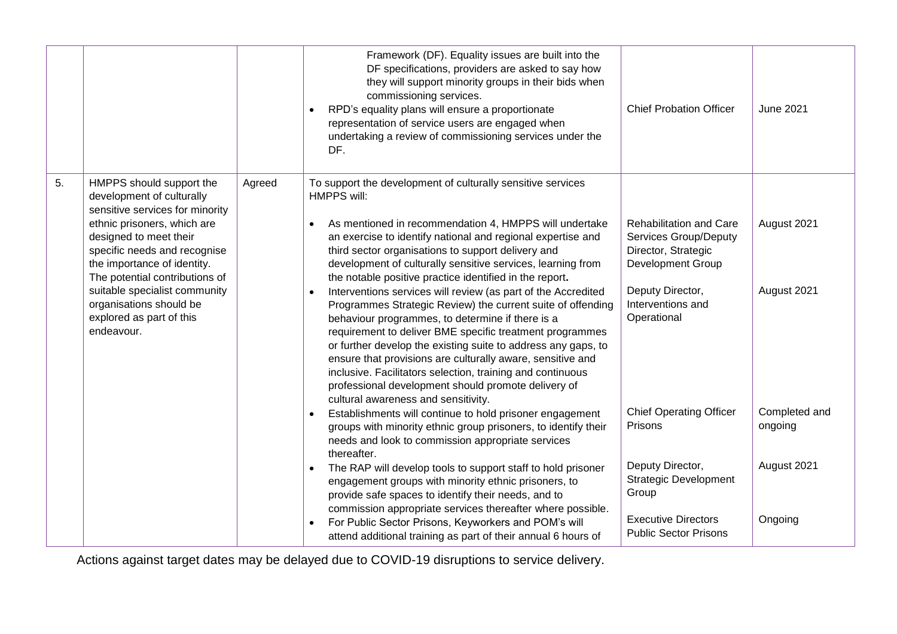| | | | | | |
|---|---|---|---|---|---|
| | | | Framework (DF). Equality issues are built into the DF specifications, providers are asked to say how they will support minority groups in their bids when commissioning services.<br>• RPD's equality plans will ensure a proportionate representation of service users are engaged when undertaking a review of commissioning services under the DF. | Chief Probation Officer | June 2021 |
| 5. | HMPPS should support the development of culturally sensitive services for minority ethnic prisoners, which are designed to meet their specific needs and recognise the importance of identity. The potential contributions of suitable specialist community organisations should be explored as part of this endeavour. | Agreed | To support the development of culturally sensitive services HMPPS will:<br><br>• As mentioned in recommendation 4, HMPPS will undertake an exercise to identify national and regional expertise and third sector organisations to support delivery and development of culturally sensitive services, learning from the notable positive practice identified in the report.<br>• Interventions services will review (as part of the Accredited Programmes Strategic Review) the current suite of offending behaviour programmes, to determine if there is a requirement to deliver BME specific treatment programmes or further develop the existing suite to address any gaps, to ensure that provisions are culturally aware, sensitive and inclusive. Facilitators selection, training and continuous professional development should promote delivery of cultural awareness and sensitivity.<br>• Establishments will continue to hold prisoner engagement groups with minority ethnic group prisoners, to identify their needs and look to commission appropriate services thereafter.<br>• The RAP will develop tools to support staff to hold prisoner engagement groups with minority ethnic prisoners, to provide safe spaces to identify their needs, and to commission appropriate services thereafter where possible.<br>• For Public Sector Prisons, Keyworkers and POM's will attend additional training as part of their annual 6 hours of | Rehabilitation and Care Services Group/Deputy Director, Strategic Development Group<br><br>Deputy Director, Interventions and Operational<br><br>Chief Operating Officer Prisons<br><br>Deputy Director, Strategic Development Group<br><br>Executive Directors Public Sector Prisons | August 2021<br><br>August 2021<br><br>Completed and ongoing<br><br>August 2021<br><br>Ongoing |

Actions against target dates may be delayed due to COVID-19 disruptions to service delivery.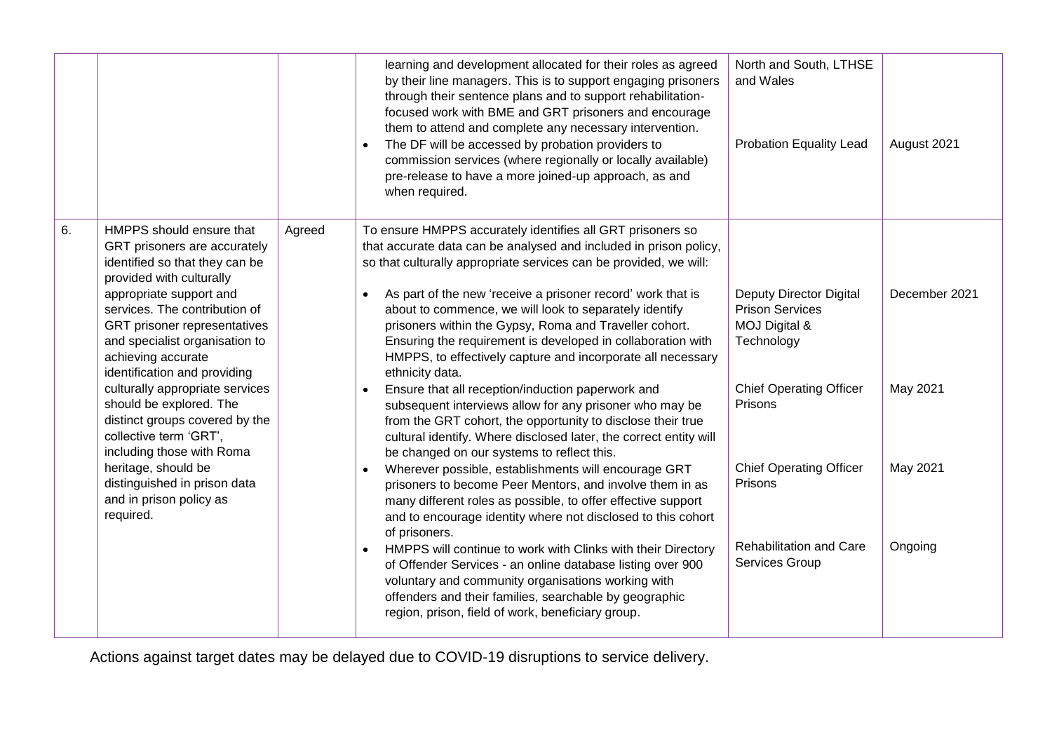| | | | | | |
|---|---|---|---|---|---|
| | | | learning and development allocated for their roles as agreed by their line managers. This is to support engaging prisoners through their sentence plans and to support rehabilitation-focused work with BME and GRT prisoners and encourage them to attend and complete any necessary intervention.<br>• The DF will be accessed by probation providers to commission services (where regionally or locally available) pre-release to have a more joined-up approach, as and when required. | North and South, LTHSE and Wales<br><br>Probation Equality Lead | <br><br>August 2021 |
| 6. | HMPPS should ensure that GRT prisoners are accurately identified so that they can be provided with culturally appropriate support and services. The contribution of GRT prisoner representatives and specialist organisation to achieving accurate identification and providing culturally appropriate services should be explored. The distinct groups covered by the collective term 'GRT', including those with Roma heritage, should be distinguished in prison data and in prison policy as required. | Agreed | To ensure HMPPS accurately identifies all GRT prisoners so that accurate data can be analysed and included in prison policy, so that culturally appropriate services can be provided, we will:<br><br>• As part of the new 'receive a prisoner record' work that is about to commence, we will look to separately identify prisoners within the Gypsy, Roma and Traveller cohort. Ensuring the requirement is developed in collaboration with HMPPS, to effectively capture and incorporate all necessary ethnicity data.<br>• Ensure that all reception/induction paperwork and subsequent interviews allow for any prisoner who may be from the GRT cohort, the opportunity to disclose their true cultural identify. Where disclosed later, the correct entity will be changed on our systems to reflect this.<br>• Wherever possible, establishments will encourage GRT prisoners to become Peer Mentors, and involve them in as many different roles as possible, to offer effective support and to encourage identity where not disclosed to this cohort of prisoners.<br>• HMPPS will continue to work with Clinks with their Directory of Offender Services - an online database listing over 900 voluntary and community organisations working with offenders and their families, searchable by geographic region, prison, field of work, beneficiary group. | <br><br><br>Deputy Director Digital Prison Services MOJ Digital & Technology<br><br>Chief Operating Officer Prisons<br><br>Chief Operating Officer Prisons<br><br>Rehabilitation and Care Services Group | <br><br><br>December 2021<br><br>May 2021<br><br>May 2021<br><br>Ongoing |

Actions against target dates may be delayed due to COVID-19 disruptions to service delivery.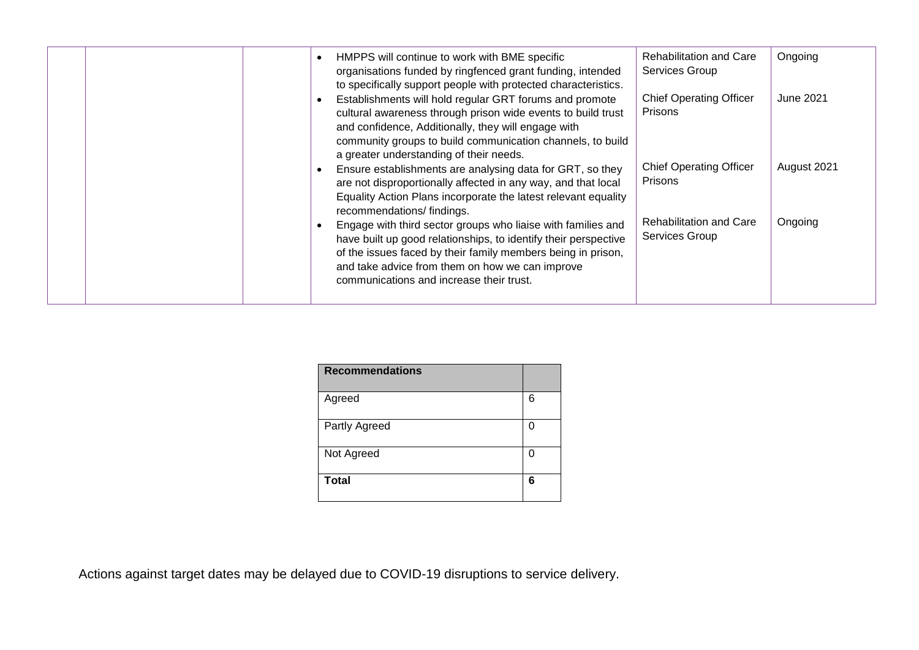| | | | | | |
|---|---|---|---|---|---|
| | | | • HMPPS will continue to work with BME specific organisations funded by ringfenced grant funding, intended to specifically support people with protected characteristics.<br>• Establishments will hold regular GRT forums and promote cultural awareness through prison wide events to build trust and confidence, Additionally, they will engage with community groups to build communication channels, to build a greater understanding of their needs.<br>• Ensure establishments are analysing data for GRT, so they are not disproportionally affected in any way, and that local Equality Action Plans incorporate the latest relevant equality recommendations/ findings.<br>• Engage with third sector groups who liaise with families and have built up good relationships, to identify their perspective of the issues faced by their family members being in prison, and take advice from them on how we can improve communications and increase their trust. | Rehabilitation and Care Services Group<br><br>Chief Operating Officer Prisons<br><br>Chief Operating Officer Prisons<br><br>Rehabilitation and Care Services Group | Ongoing<br><br>June 2021<br><br>August 2021<br><br>Ongoing |

| **Recommendations** | |
|---|---|
| Agreed | 6 |
| Partly Agreed | 0 |
| Not Agreed | 0 |
| **Total** | **6** |

Actions against target dates may be delayed due to COVID-19 disruptions to service delivery.